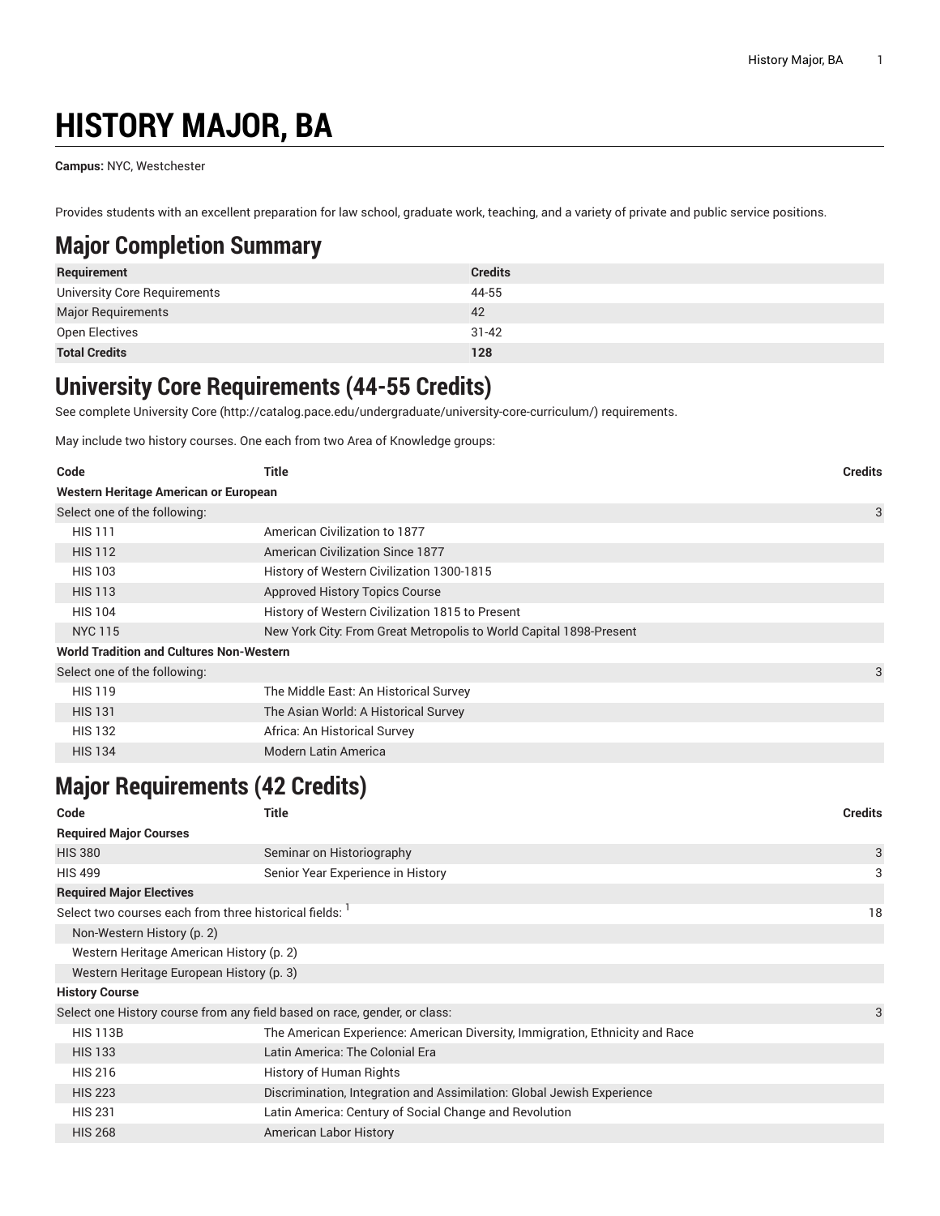# HISTORY MAJOR, BA

**Campus:** NYC, Westchester

Provides students with an excellent preparation for law school, graduate work, teaching, and a variety of private and public service positions.

## Major Completion Summary

| Requirement | Credits |
|---|---|
| University Core Requirements | 44-55 |
| Major Requirements | 42 |
| Open Electives | 31-42 |
| **Total Credits** | **128** |

## University Core Requirements (44-55 Credits)

See complete University Core (http://catalog.pace.edu/undergraduate/university-core-curriculum/) requirements.

May include two history courses. One each from two Area of Knowledge groups:

| Code | Title | Credits |
|---|---|---|
| **Western Heritage American or European** | | |
| Select one of the following: | | 3 |
| HIS 111 | American Civilization to 1877 | |
| HIS 112 | American Civilization Since 1877 | |
| HIS 103 | History of Western Civilization 1300-1815 | |
| HIS 113 | Approved History Topics Course | |
| HIS 104 | History of Western Civilization 1815 to Present | |
| NYC 115 | New York City: From Great Metropolis to World Capital 1898-Present | |
| **World Tradition and Cultures Non-Western** | | |
| Select one of the following: | | 3 |
| HIS 119 | The Middle East: An Historical Survey | |
| HIS 131 | The Asian World: A Historical Survey | |
| HIS 132 | Africa: An Historical Survey | |
| HIS 134 | Modern Latin America | |

## Major Requirements (42 Credits)

| Code | Title | Credits |
|---|---|---|
| **Required Major Courses** | | |
| HIS 380 | Seminar on Historiography | 3 |
| HIS 499 | Senior Year Experience in History | 3 |
| **Required Major Electives** | | |
| Select two courses each from three historical fields: [1] | | 18 |
| Non-Western History (p. 2) | | |
| Western Heritage American History (p. 2) | | |
| Western Heritage European History (p. 3) | | |
| **History Course** | | |
| Select one History course from any field based on race, gender, or class: | | 3 |
| HIS 113B | The American Experience: American Diversity, Immigration, Ethnicity and Race | |
| HIS 133 | Latin America: The Colonial Era | |
| HIS 216 | History of Human Rights | |
| HIS 223 | Discrimination, Integration and Assimilation: Global Jewish Experience | |
| HIS 231 | Latin America: Century of Social Change and Revolution | |
| HIS 268 | American Labor History | |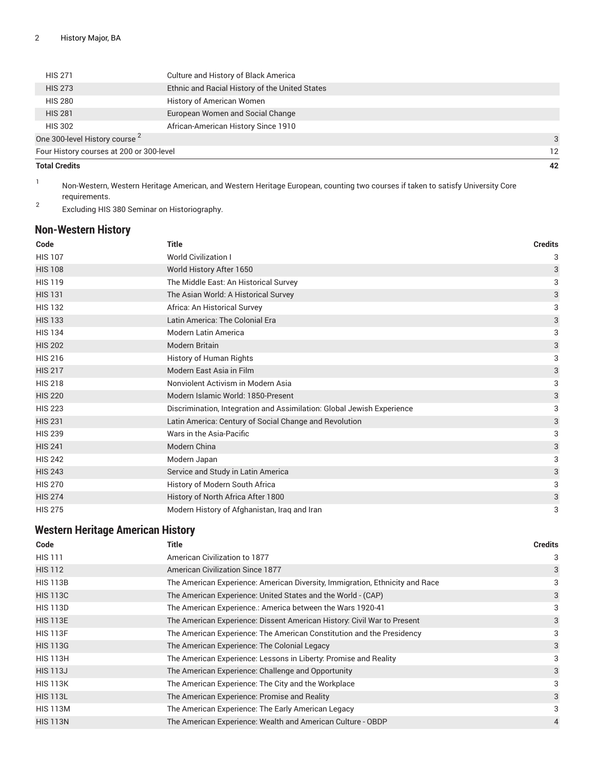| Code | Title | Credits |
| --- | --- | --- |
| HIS 271 | Culture and History of Black America | |
| HIS 273 | Ethnic and Racial History of the United States | |
| HIS 280 | History of American Women | |
| HIS 281 | European Women and Social Change | |
| HIS 302 | African-American History Since 1910 | |
| One 300-level History course [2] | | 3 |
| Four History courses at 200 or 300-level | | 12 |
| **Total Credits** | | **42** |

1. Non-Western, Western Heritage American, and Western Heritage European, counting two courses if taken to satisfy University Core requirements.
2. Excluding HIS 380 Seminar on Historiography.

## Non-Western History

| Code | Title | Credits |
| --- | --- | --- |
| HIS 107 | World Civilization I | 3 |
| HIS 108 | World History After 1650 | 3 |
| HIS 119 | The Middle East: An Historical Survey | 3 |
| HIS 131 | The Asian World: A Historical Survey | 3 |
| HIS 132 | Africa: An Historical Survey | 3 |
| HIS 133 | Latin America: The Colonial Era | 3 |
| HIS 134 | Modern Latin America | 3 |
| HIS 202 | Modern Britain | 3 |
| HIS 216 | History of Human Rights | 3 |
| HIS 217 | Modern East Asia in Film | 3 |
| HIS 218 | Nonviolent Activism in Modern Asia | 3 |
| HIS 220 | Modern Islamic World: 1850-Present | 3 |
| HIS 223 | Discrimination, Integration and Assimilation: Global Jewish Experience | 3 |
| HIS 231 | Latin America: Century of Social Change and Revolution | 3 |
| HIS 239 | Wars in the Asia-Pacific | 3 |
| HIS 241 | Modern China | 3 |
| HIS 242 | Modern Japan | 3 |
| HIS 243 | Service and Study in Latin America | 3 |
| HIS 270 | History of Modern South Africa | 3 |
| HIS 274 | History of North Africa After 1800 | 3 |
| HIS 275 | Modern History of Afghanistan, Iraq and Iran | 3 |

## Western Heritage American History

| Code | Title | Credits |
| --- | --- | --- |
| HIS 111 | American Civilization to 1877 | 3 |
| HIS 112 | American Civilization Since 1877 | 3 |
| HIS 113B | The American Experience: American Diversity, Immigration, Ethnicity and Race | 3 |
| HIS 113C | The American Experience: United States and the World - (CAP) | 3 |
| HIS 113D | The American Experience.: America between the Wars 1920-41 | 3 |
| HIS 113E | The American Experience: Dissent American History: Civil War to Present | 3 |
| HIS 113F | The American Experience: The American Constitution and the Presidency | 3 |
| HIS 113G | The American Experience: The Colonial Legacy | 3 |
| HIS 113H | The American Experience: Lessons in Liberty: Promise and Reality | 3 |
| HIS 113J | The American Experience: Challenge and Opportunity | 3 |
| HIS 113K | The American Experience: The City and the Workplace | 3 |
| HIS 113L | The American Experience: Promise and Reality | 3 |
| HIS 113M | The American Experience: The Early American Legacy | 3 |
| HIS 113N | The American Experience: Wealth and American Culture - OBDP | 4 |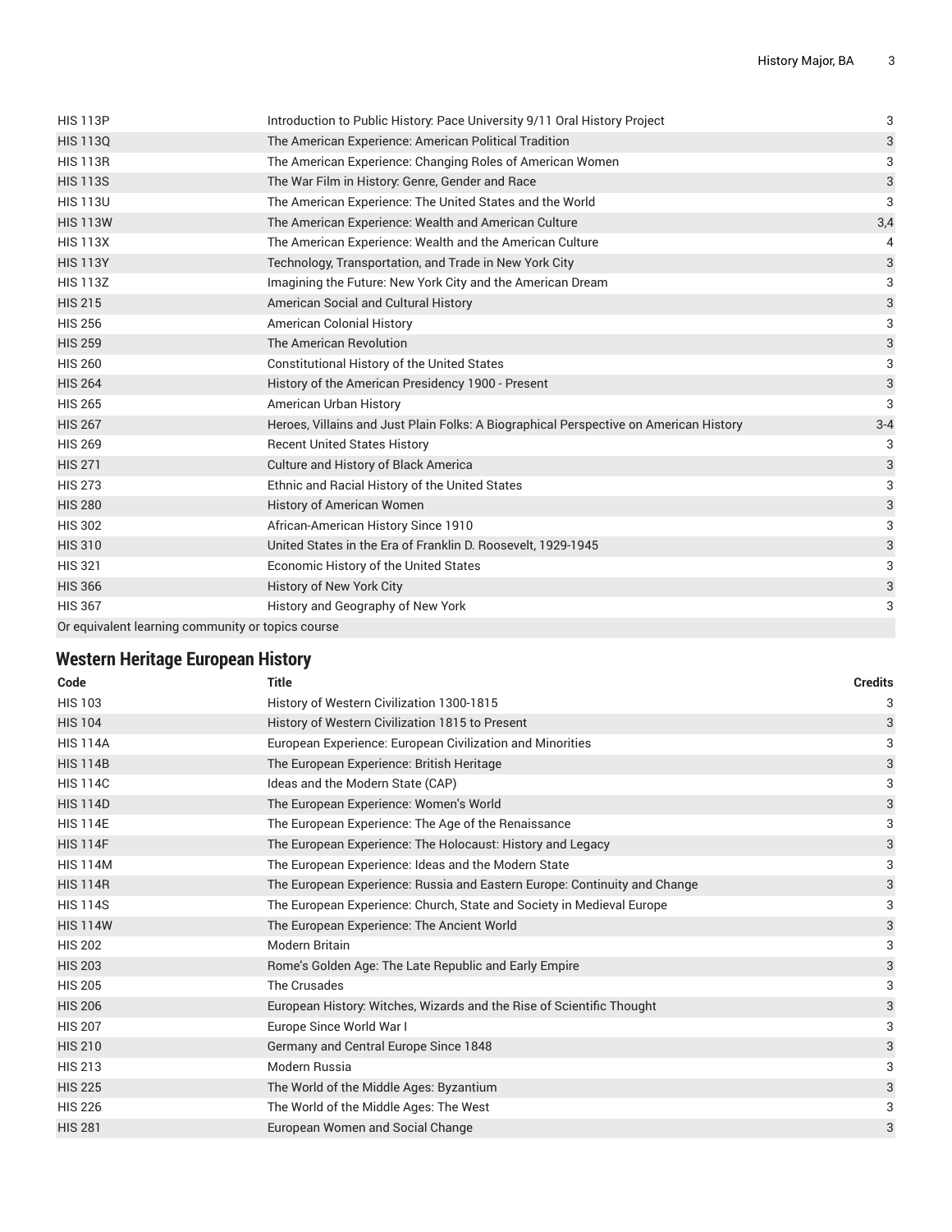| Code | Title | Credits |
| --- | --- | --- |
| HIS 113P | Introduction to Public History: Pace University 9/11 Oral History Project | 3 |
| HIS 113Q | The American Experience: American Political Tradition | 3 |
| HIS 113R | The American Experience: Changing Roles of American Women | 3 |
| HIS 113S | The War Film in History: Genre, Gender and Race | 3 |
| HIS 113U | The American Experience: The United States and the World | 3 |
| HIS 113W | The American Experience: Wealth and American Culture | 3,4 |
| HIS 113X | The American Experience: Wealth and the American Culture | 4 |
| HIS 113Y | Technology, Transportation, and Trade in New York City | 3 |
| HIS 113Z | Imagining the Future: New York City and the American Dream | 3 |
| HIS 215 | American Social and Cultural History | 3 |
| HIS 256 | American Colonial History | 3 |
| HIS 259 | The American Revolution | 3 |
| HIS 260 | Constitutional History of the United States | 3 |
| HIS 264 | History of the American Presidency 1900 - Present | 3 |
| HIS 265 | American Urban History | 3 |
| HIS 267 | Heroes, Villains and Just Plain Folks: A Biographical Perspective on American History | 3-4 |
| HIS 269 | Recent United States History | 3 |
| HIS 271 | Culture and History of Black America | 3 |
| HIS 273 | Ethnic and Racial History of the United States | 3 |
| HIS 280 | History of American Women | 3 |
| HIS 302 | African-American History Since 1910 | 3 |
| HIS 310 | United States in the Era of Franklin D. Roosevelt, 1929-1945 | 3 |
| HIS 321 | Economic History of the United States | 3 |
| HIS 366 | History of New York City | 3 |
| HIS 367 | History and Geography of New York | 3 |
| Or equivalent learning community or topics course | | |

## Western Heritage European History

| Code | Title | Credits |
| --- | --- | --- |
| HIS 103 | History of Western Civilization 1300-1815 | 3 |
| HIS 104 | History of Western Civilization 1815 to Present | 3 |
| HIS 114A | European Experience: European Civilization and Minorities | 3 |
| HIS 114B | The European Experience: British Heritage | 3 |
| HIS 114C | Ideas and the Modern State (CAP) | 3 |
| HIS 114D | The European Experience: Women's World | 3 |
| HIS 114E | The European Experience: The Age of the Renaissance | 3 |
| HIS 114F | The European Experience: The Holocaust: History and Legacy | 3 |
| HIS 114M | The European Experience: Ideas and the Modern State | 3 |
| HIS 114R | The European Experience: Russia and Eastern Europe: Continuity and Change | 3 |
| HIS 114S | The European Experience: Church, State and Society in Medieval Europe | 3 |
| HIS 114W | The European Experience: The Ancient World | 3 |
| HIS 202 | Modern Britain | 3 |
| HIS 203 | Rome's Golden Age: The Late Republic and Early Empire | 3 |
| HIS 205 | The Crusades | 3 |
| HIS 206 | European History: Witches, Wizards and the Rise of Scientific Thought | 3 |
| HIS 207 | Europe Since World War I | 3 |
| HIS 210 | Germany and Central Europe Since 1848 | 3 |
| HIS 213 | Modern Russia | 3 |
| HIS 225 | The World of the Middle Ages: Byzantium | 3 |
| HIS 226 | The World of the Middle Ages: The West | 3 |
| HIS 281 | European Women and Social Change | 3 |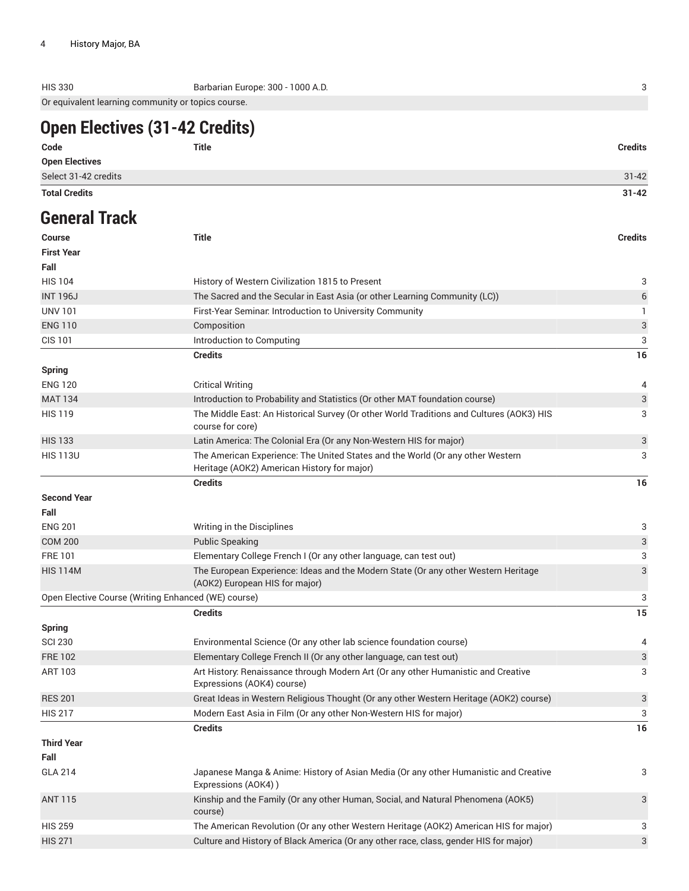| | | |
|---|---|---|
| HIS 330 | Barbarian Europe: 300 - 1000 A.D. | 3 |
| Or equivalent learning community or topics course. | | |

## Open Electives (31-42 Credits)

| Code | Title | Credits |
|---|---|---|
| **Open Electives** | | |
| Select 31-42 credits | | 31-42 |
| **Total Credits** | | **31-42** |

## General Track

| Course | Title | Credits |
|---|---|---|
| **First Year** | | |
| **Fall** | | |
| HIS 104 | History of Western Civilization 1815 to Present | 3 |
| INT 196J | The Sacred and the Secular in East Asia (or other Learning Community (LC)) | 6 |
| UNV 101 | First-Year Seminar: Introduction to University Community | 1 |
| ENG 110 | Composition | 3 |
| CIS 101 | Introduction to Computing | 3 |
| | **Credits** | **16** |
| **Spring** | | |
| ENG 120 | Critical Writing | 4 |
| MAT 134 | Introduction to Probability and Statistics (Or other MAT foundation course) | 3 |
| HIS 119 | The Middle East: An Historical Survey (Or other World Traditions and Cultures (AOK3) HIS course for core) | 3 |
| HIS 133 | Latin America: The Colonial Era (Or any Non-Western HIS for major) | 3 |
| HIS 113U | The American Experience: The United States and the World (Or any other Western Heritage (AOK2) American History for major) | 3 |
| | **Credits** | **16** |
| **Second Year** | | |
| **Fall** | | |
| ENG 201 | Writing in the Disciplines | 3 |
| COM 200 | Public Speaking | 3 |
| FRE 101 | Elementary College French I (Or any other language, can test out) | 3 |
| HIS 114M | The European Experience: Ideas and the Modern State (Or any other Western Heritage (AOK2) European HIS for major) | 3 |
| Open Elective Course (Writing Enhanced (WE) course) | | 3 |
| | **Credits** | **15** |
| **Spring** | | |
| SCI 230 | Environmental Science (Or any other lab science foundation course) | 4 |
| FRE 102 | Elementary College French II (Or any other language, can test out) | 3 |
| ART 103 | Art History: Renaissance through Modern Art (Or any other Humanistic and Creative Expressions (AOK4) course) | 3 |
| RES 201 | Great Ideas in Western Religious Thought (Or any other Western Heritage (AOK2) course) | 3 |
| HIS 217 | Modern East Asia in Film (Or any other Non-Western HIS for major) | 3 |
| | **Credits** | **16** |
| **Third Year** | | |
| **Fall** | | |
| GLA 214 | Japanese Manga & Anime: History of Asian Media (Or any other Humanistic and Creative Expressions (AOK4) ) | 3 |
| ANT 115 | Kinship and the Family (Or any other Human, Social, and Natural Phenomena (AOK5) course) | 3 |
| HIS 259 | The American Revolution (Or any other Western Heritage (AOK2) American HIS for major) | 3 |
| HIS 271 | Culture and History of Black America (Or any other race, class, gender HIS for major) | 3 |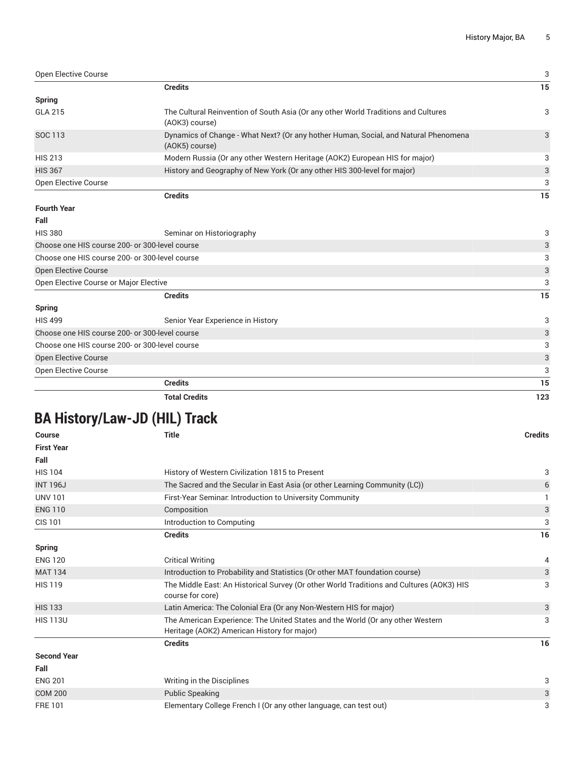| | | |
|---|---|---|
| Open Elective Course | | 3 |
| | **Credits** | **15** |
| **Spring** | | |
| GLA 215 | The Cultural Reinvention of South Asia (Or any other World Traditions and Cultures (AOK3) course) | 3 |
| SOC 113 | Dynamics of Change - What Next? (Or any hother Human, Social, and Natural Phenomena (AOK5) course) | 3 |
| HIS 213 | Modern Russia (Or any other Western Heritage (AOK2) European HIS for major) | 3 |
| HIS 367 | History and Geography of New York (Or any other HIS 300-level for major) | 3 |
| Open Elective Course | | 3 |
| | **Credits** | **15** |
| **Fourth Year** | | |
| **Fall** | | |
| HIS 380 | Seminar on Historiography | 3 |
| Choose one HIS course 200- or 300-level course | | 3 |
| Choose one HIS course 200- or 300-level course | | 3 |
| Open Elective Course | | 3 |
| Open Elective Course or Major Elective | | 3 |
| | **Credits** | **15** |
| **Spring** | | |
| HIS 499 | Senior Year Experience in History | 3 |
| Choose one HIS course 200- or 300-level course | | 3 |
| Choose one HIS course 200- or 300-level course | | 3 |
| Open Elective Course | | 3 |
| Open Elective Course | | 3 |
| | **Credits** | **15** |
| | **Total Credits** | **123** |

## BA History/Law-JD (HIL) Track

| Course | Title | Credits |
|---|---|---|
| **First Year** | | |
| **Fall** | | |
| HIS 104 | History of Western Civilization 1815 to Present | 3 |
| INT 196J | The Sacred and the Secular in East Asia (or other Learning Community (LC)) | 6 |
| UNV 101 | First-Year Seminar: Introduction to University Community | 1 |
| ENG 110 | Composition | 3 |
| CIS 101 | Introduction to Computing | 3 |
| | **Credits** | **16** |
| **Spring** | | |
| ENG 120 | Critical Writing | 4 |
| MAT 134 | Introduction to Probability and Statistics (Or other MAT foundation course) | 3 |
| HIS 119 | The Middle East: An Historical Survey (Or other World Traditions and Cultures (AOK3) HIS course for core) | 3 |
| HIS 133 | Latin America: The Colonial Era (Or any Non-Western HIS for major) | 3 |
| HIS 113U | The American Experience: The United States and the World (Or any other Western Heritage (AOK2) American History for major) | 3 |
| | **Credits** | **16** |
| **Second Year** | | |
| **Fall** | | |
| ENG 201 | Writing in the Disciplines | 3 |
| COM 200 | Public Speaking | 3 |
| FRE 101 | Elementary College French I (Or any other language, can test out) | 3 |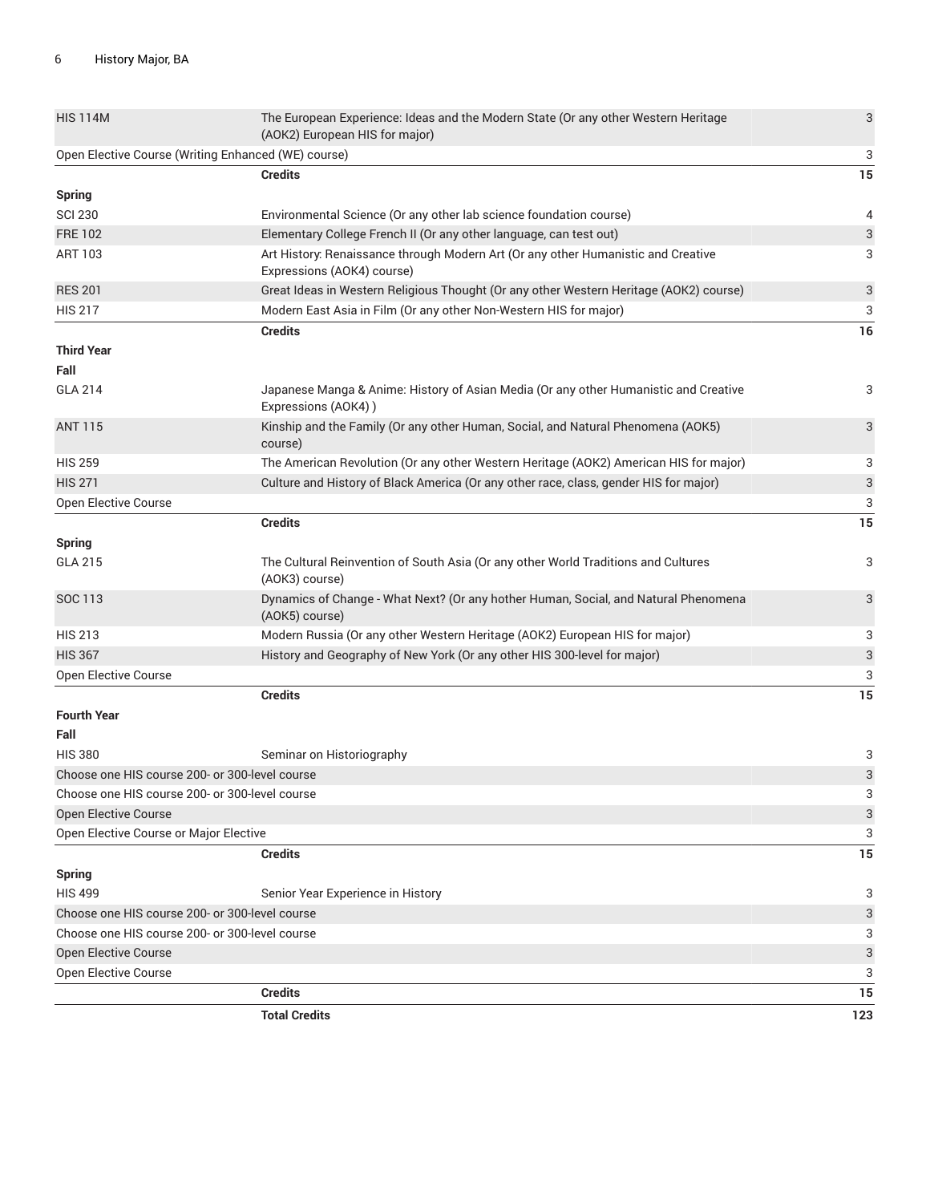| | | |
|---|---|---|
| HIS 114M | The European Experience: Ideas and the Modern State (Or any other Western Heritage (AOK2) European HIS for major) | 3 |
| Open Elective Course (Writing Enhanced (WE) course) | | 3 |
| | **Credits** | **15** |
| **Spring** | | |
| SCI 230 | Environmental Science (Or any other lab science foundation course) | 4 |
| FRE 102 | Elementary College French II (Or any other language, can test out) | 3 |
| ART 103 | Art History: Renaissance through Modern Art (Or any other Humanistic and Creative Expressions (AOK4) course) | 3 |
| RES 201 | Great Ideas in Western Religious Thought (Or any other Western Heritage (AOK2) course) | 3 |
| HIS 217 | Modern East Asia in Film (Or any other Non-Western HIS for major) | 3 |
| | **Credits** | **16** |
| **Third Year** | | |
| **Fall** | | |
| GLA 214 | Japanese Manga & Anime: History of Asian Media (Or any other Humanistic and Creative Expressions (AOK4) ) | 3 |
| ANT 115 | Kinship and the Family (Or any other Human, Social, and Natural Phenomena (AOK5) course) | 3 |
| HIS 259 | The American Revolution (Or any other Western Heritage (AOK2) American HIS for major) | 3 |
| HIS 271 | Culture and History of Black America (Or any other race, class, gender HIS for major) | 3 |
| Open Elective Course | | 3 |
| | **Credits** | **15** |
| **Spring** | | |
| GLA 215 | The Cultural Reinvention of South Asia (Or any other World Traditions and Cultures (AOK3) course) | 3 |
| SOC 113 | Dynamics of Change - What Next? (Or any hother Human, Social, and Natural Phenomena (AOK5) course) | 3 |
| HIS 213 | Modern Russia (Or any other Western Heritage (AOK2) European HIS for major) | 3 |
| HIS 367 | History and Geography of New York (Or any other HIS 300-level for major) | 3 |
| Open Elective Course | | 3 |
| | **Credits** | **15** |
| **Fourth Year** | | |
| **Fall** | | |
| HIS 380 | Seminar on Historiography | 3 |
| Choose one HIS course 200- or 300-level course | | 3 |
| Choose one HIS course 200- or 300-level course | | 3 |
| Open Elective Course | | 3 |
| Open Elective Course or Major Elective | | 3 |
| | **Credits** | **15** |
| **Spring** | | |
| HIS 499 | Senior Year Experience in History | 3 |
| Choose one HIS course 200- or 300-level course | | 3 |
| Choose one HIS course 200- or 300-level course | | 3 |
| Open Elective Course | | 3 |
| Open Elective Course | | 3 |
| | **Credits** | **15** |
| | **Total Credits** | **123** |